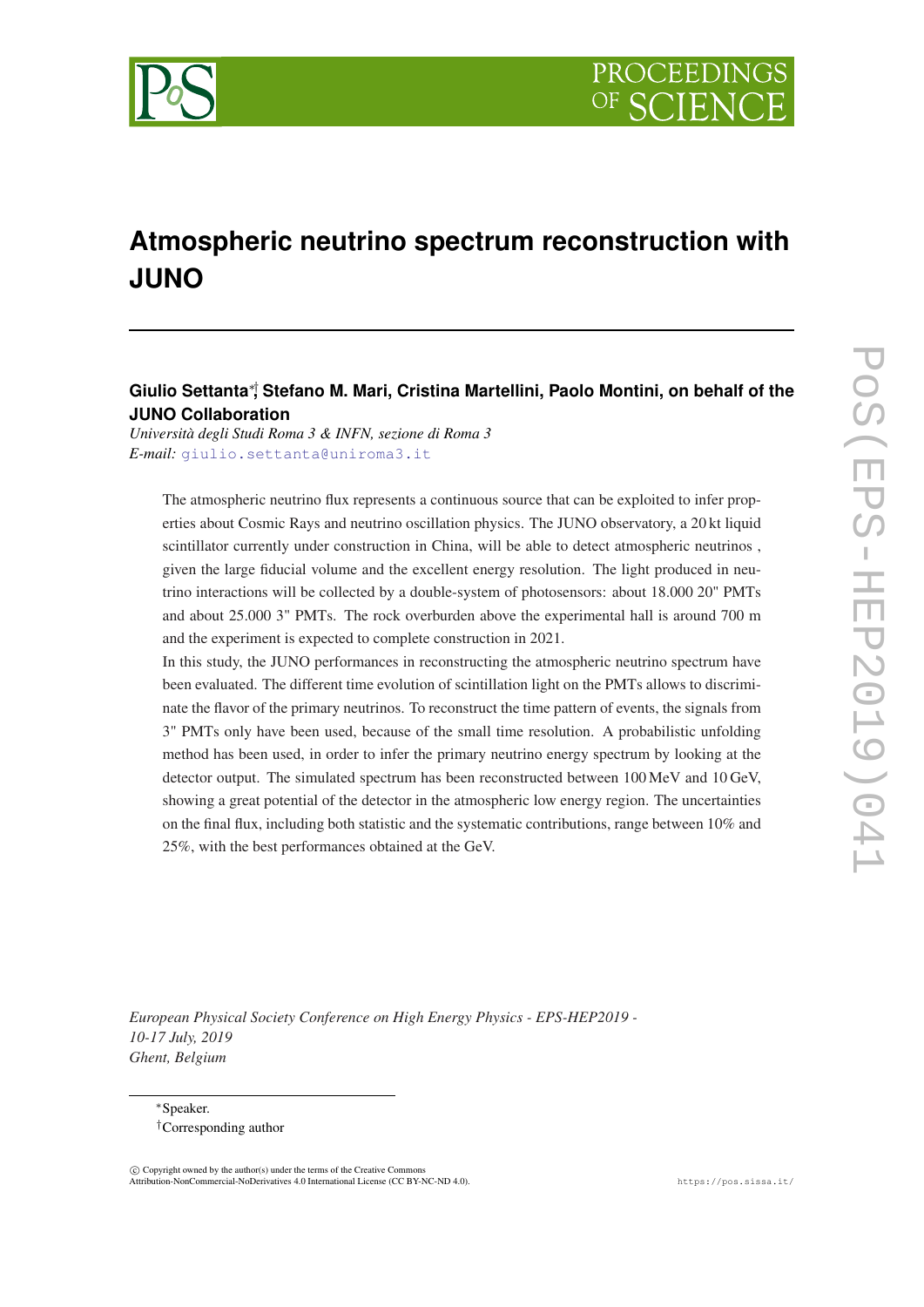# Atmospheric neutrino spectrum reconstruction with JUNO

**Giulio Settanta**[*,†]**, Stefano M. Mari, Cristina Martellini, Paolo Montini, on behalf of the JUNO Collaboration**

*Università degli Studi Roma 3 & INFN, sezione di Roma 3*

*E-mail:* giulio.settanta@uniroma3.it

The atmospheric neutrino flux represents a continuous source that can be exploited to infer properties about Cosmic Rays and neutrino oscillation physics. The JUNO observatory, a 20 kt liquid scintillator currently under construction in China, will be able to detect atmospheric neutrinos , given the large fiducial volume and the excellent energy resolution. The light produced in neutrino interactions will be collected by a double-system of photosensors: about 18.000 20" PMTs and about 25.000 3" PMTs. The rock overburden above the experimental hall is around 700 m and the experiment is expected to complete construction in 2021.

In this study, the JUNO performances in reconstructing the atmospheric neutrino spectrum have been evaluated. The different time evolution of scintillation light on the PMTs allows to discriminate the flavor of the primary neutrinos. To reconstruct the time pattern of events, the signals from 3" PMTs only have been used, because of the small time resolution. A probabilistic unfolding method has been used, in order to infer the primary neutrino energy spectrum by looking at the detector output. The simulated spectrum has been reconstructed between 100 MeV and 10 GeV, showing a great potential of the detector in the atmospheric low energy region. The uncertainties on the final flux, including both statistic and the systematic contributions, range between 10% and 25%, with the best performances obtained at the GeV.

*European Physical Society Conference on High Energy Physics - EPS-HEP2019 -*
*10-17 July, 2019*
*Ghent, Belgium*

[*]Speaker.

[†]Corresponding author

© Copyright owned by the author(s) under the terms of the Creative Commons Attribution-NonCommercial-NoDerivatives 4.0 International License (CC BY-NC-ND 4.0).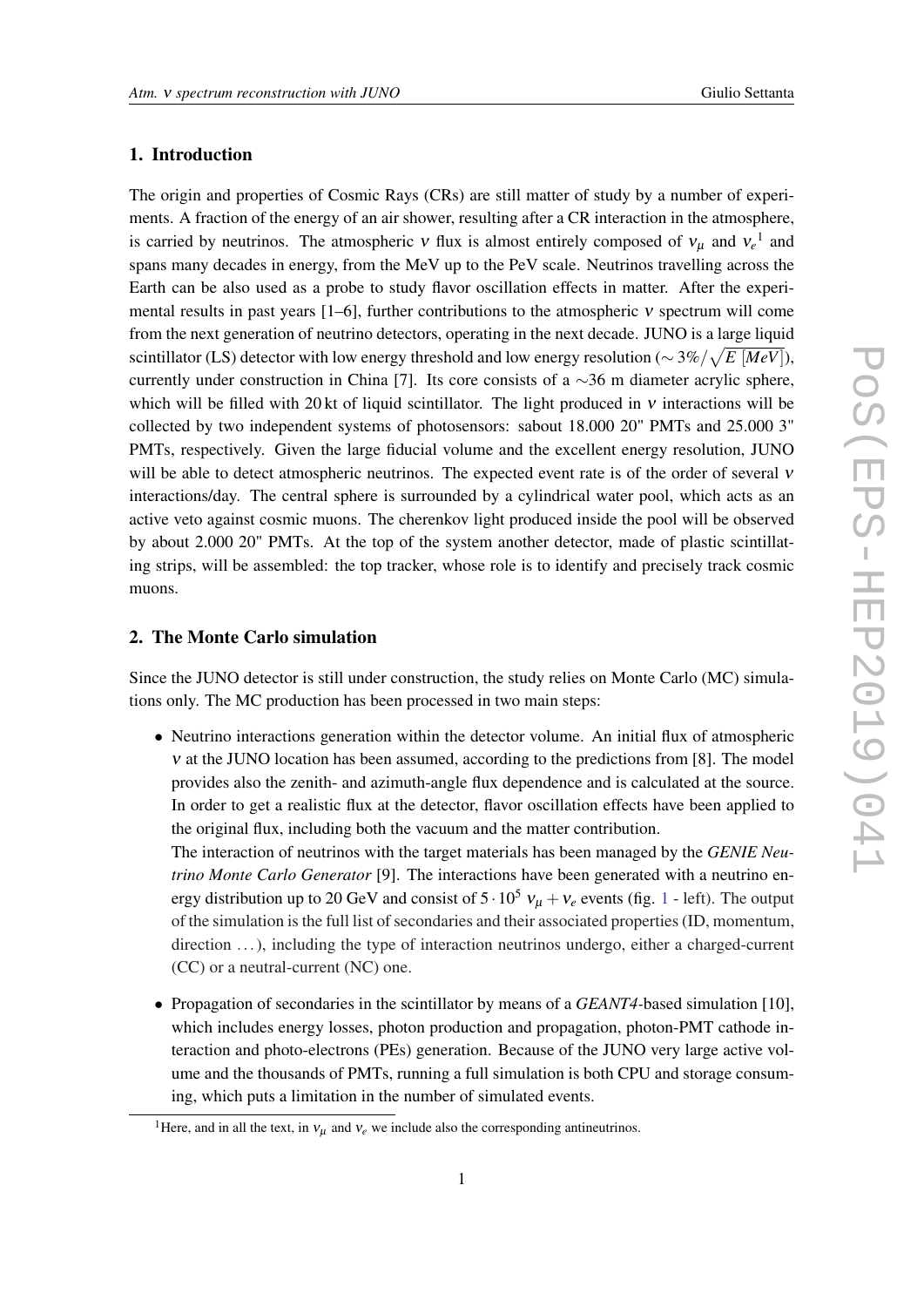## 1. Introduction

The origin and properties of Cosmic Rays (CRs) are still matter of study by a number of experiments. A fraction of the energy of an air shower, resulting after a CR interaction in the atmosphere, is carried by neutrinos. The atmospheric $\nu$ flux is almost entirely composed of $\nu_\mu$ and $\nu_e$[1] and spans many decades in energy, from the MeV up to the PeV scale. Neutrinos travelling across the Earth can be also used as a probe to study flavor oscillation effects in matter. After the experimental results in past years [1–6], further contributions to the atmospheric $\nu$ spectrum will come from the next generation of neutrino detectors, operating in the next decade. JUNO is a large liquid scintillator (LS) detector with low energy threshold and low energy resolution ($\sim 3\%/\sqrt{E\ [MeV]}$), currently under construction in China [7]. Its core consists of a $\sim$36 m diameter acrylic sphere, which will be filled with 20 kt of liquid scintillator. The light produced in $\nu$ interactions will be collected by two independent systems of photosensors: sabout 18.000 20" PMTs and 25.000 3" PMTs, respectively. Given the large fiducial volume and the excellent energy resolution, JUNO will be able to detect atmospheric neutrinos. The expected event rate is of the order of several $\nu$ interactions/day. The central sphere is surrounded by a cylindrical water pool, which acts as an active veto against cosmic muons. The cherenkov light produced inside the pool will be observed by about 2.000 20" PMTs. At the top of the system another detector, made of plastic scintillating strips, will be assembled: the top tracker, whose role is to identify and precisely track cosmic muons.

## 2. The Monte Carlo simulation

Since the JUNO detector is still under construction, the study relies on Monte Carlo (MC) simulations only. The MC production has been processed in two main steps:

- Neutrino interactions generation within the detector volume. An initial flux of atmospheric $\nu$ at the JUNO location has been assumed, according to the predictions from [8]. The model provides also the zenith- and azimuth-angle flux dependence and is calculated at the source. In order to get a realistic flux at the detector, flavor oscillation effects have been applied to the original flux, including both the vacuum and the matter contribution.
  The interaction of neutrinos with the target materials has been managed by the *GENIE Neutrino Monte Carlo Generator* [9]. The interactions have been generated with a neutrino energy distribution up to 20 GeV and consist of $5 \cdot 10^5$ $\nu_\mu + \nu_e$ events (fig. 1 - left). The output of the simulation is the full list of secondaries and their associated properties (ID, momentum, direction ...), including the type of interaction neutrinos undergo, either a charged-current (CC) or a neutral-current (NC) one.

- Propagation of secondaries in the scintillator by means of a *GEANT4*-based simulation [10], which includes energy losses, photon production and propagation, photon-PMT cathode interaction and photo-electrons (PEs) generation. Because of the JUNO very large active volume and the thousands of PMTs, running a full simulation is both CPU and storage consuming, which puts a limitation in the number of simulated events.

[1] Here, and in all the text, in $\nu_\mu$ and $\nu_e$ we include also the corresponding antineutrinos.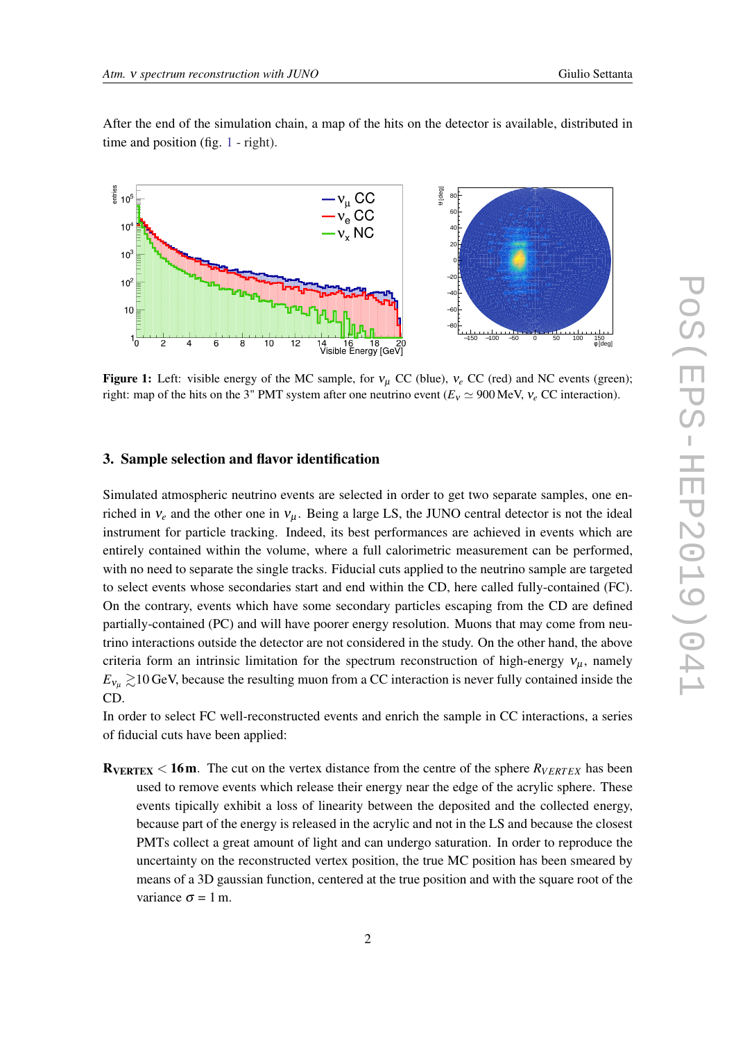After the end of the simulation chain, a map of the hits on the detector is available, distributed in time and position (fig. 1 - right).

**Figure 1:** Left: visible energy of the MC sample, for $\nu_\mu$ CC (blue), $\nu_e$ CC (red) and NC events (green); right: map of the hits on the 3" PMT system after one neutrino event ($E_\nu \simeq 900\,\text{MeV}$, $\nu_e$ CC interaction).

## 3. Sample selection and flavor identification

Simulated atmospheric neutrino events are selected in order to get two separate samples, one enriched in $\nu_e$ and the other one in $\nu_\mu$. Being a large LS, the JUNO central detector is not the ideal instrument for particle tracking. Indeed, its best performances are achieved in events which are entirely contained within the volume, where a full calorimetric measurement can be performed, with no need to separate the single tracks. Fiducial cuts applied to the neutrino sample are targeted to select events whose secondaries start and end within the CD, here called fully-contained (FC). On the contrary, events which have some secondary particles escaping from the CD are defined partially-contained (PC) and will have poorer energy resolution. Muons that may come from neutrino interactions outside the detector are not considered in the study. On the other hand, the above criteria form an intrinsic limitation for the spectrum reconstruction of high-energy $\nu_\mu$, namely $E_{\nu_\mu} \gtrsim 10\,\text{GeV}$, because the resulting muon from a CC interaction is never fully contained inside the CD.

In order to select FC well-reconstructed events and enrich the sample in CC interactions, a series of fiducial cuts have been applied:

**$R_{\text{VERTEX}} < 16\,\text{m}$.** The cut on the vertex distance from the centre of the sphere $R_{VERTEX}$ has been used to remove events which release their energy near the edge of the acrylic sphere. These events tipically exhibit a loss of linearity between the deposited and the collected energy, because part of the energy is released in the acrylic and not in the LS and because the closest PMTs collect a great amount of light and can undergo saturation. In order to reproduce the uncertainty on the reconstructed vertex position, the true MC position has been smeared by means of a 3D gaussian function, centered at the true position and with the square root of the variance $\sigma = 1\,\text{m}$.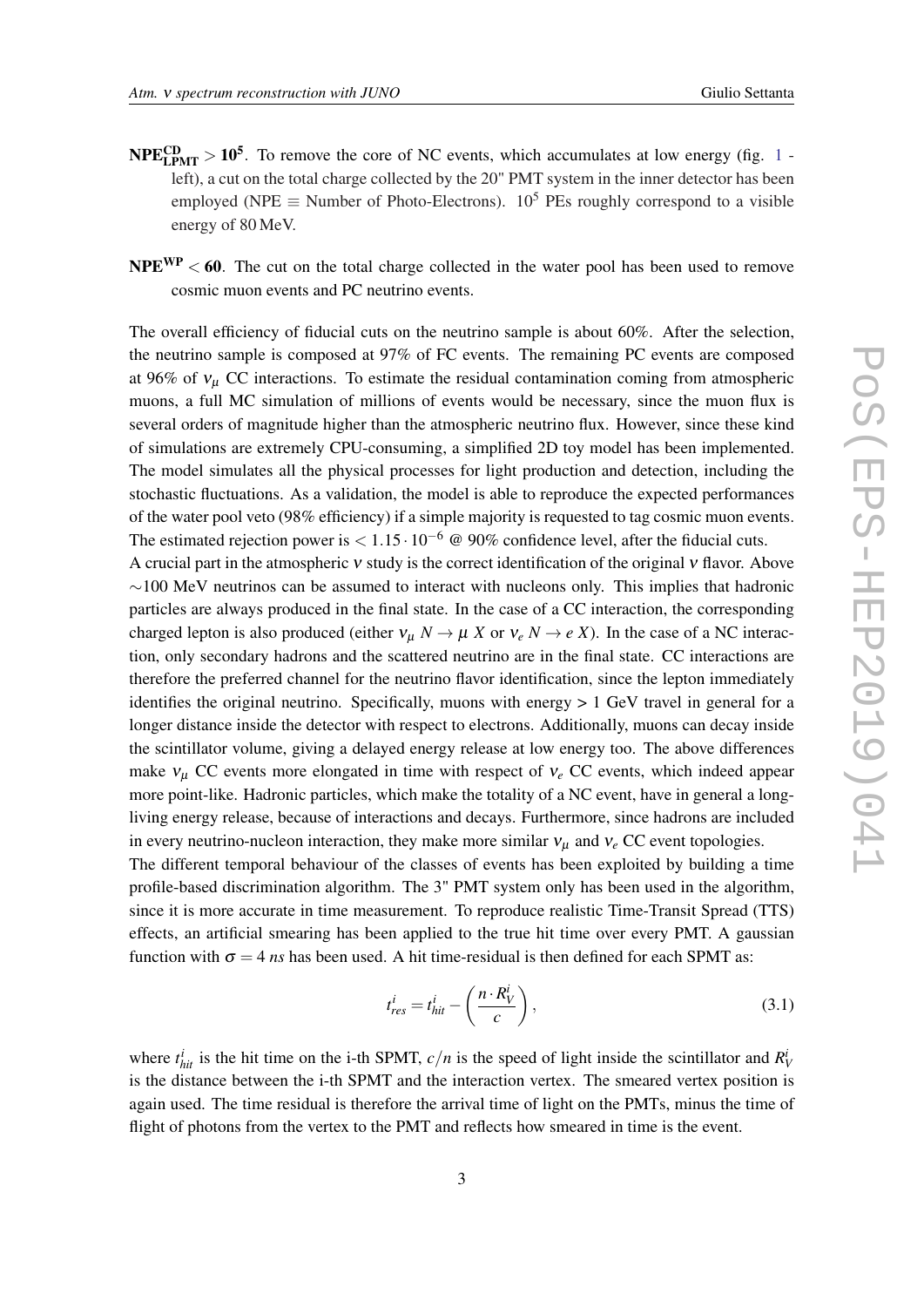- $\mathbf{NPE^{CD}_{LPMT} > 10^5}$. To remove the core of NC events, which accumulates at low energy (fig. 1 - left), a cut on the total charge collected by the 20" PMT system in the inner detector has been employed (NPE ≡ Number of Photo-Electrons). $10^5$ PEs roughly correspond to a visible energy of 80 MeV.
- $\mathbf{NPE^{WP} < 60}$. The cut on the total charge collected in the water pool has been used to remove cosmic muon events and PC neutrino events.

The overall efficiency of fiducial cuts on the neutrino sample is about 60%. After the selection, the neutrino sample is composed at 97% of FC events. The remaining PC events are composed at 96% of $\nu_\mu$ CC interactions. To estimate the residual contamination coming from atmospheric muons, a full MC simulation of millions of events would be necessary, since the muon flux is several orders of magnitude higher than the atmospheric neutrino flux. However, since these kind of simulations are extremely CPU-consuming, a simplified 2D toy model has been implemented. The model simulates all the physical processes for light production and detection, including the stochastic fluctuations. As a validation, the model is able to reproduce the expected performances of the water pool veto (98% efficiency) if a simple majority is requested to tag cosmic muon events. The estimated rejection power is $< 1.15 \cdot 10^{-6}$ @ 90% confidence level, after the fiducial cuts.

A crucial part in the atmospheric $\nu$ study is the correct identification of the original $\nu$ flavor. Above ∼100 MeV neutrinos can be assumed to interact with nucleons only. This implies that hadronic particles are always produced in the final state. In the case of a CC interaction, the corresponding charged lepton is also produced (either $\nu_\mu\, N \to \mu\, X$ or $\nu_e\, N \to e\, X$). In the case of a NC interaction, only secondary hadrons and the scattered neutrino are in the final state. CC interactions are therefore the preferred channel for the neutrino flavor identification, since the lepton immediately identifies the original neutrino. Specifically, muons with energy > 1 GeV travel in general for a longer distance inside the detector with respect to electrons. Additionally, muons can decay inside the scintillator volume, giving a delayed energy release at low energy too. The above differences make $\nu_\mu$ CC events more elongated in time with respect of $\nu_e$ CC events, which indeed appear more point-like. Hadronic particles, which make the totality of a NC event, have in general a long-living energy release, because of interactions and decays. Furthermore, since hadrons are included in every neutrino-nucleon interaction, they make more similar $\nu_\mu$ and $\nu_e$ CC event topologies.

The different temporal behaviour of the classes of events has been exploited by building a time profile-based discrimination algorithm. The 3" PMT system only has been used in the algorithm, since it is more accurate in time measurement. To reproduce realistic Time-Transit Spread (TTS) effects, an artificial smearing has been applied to the true hit time over every PMT. A gaussian function with $\sigma = 4$ *ns* has been used. A hit time-residual is then defined for each SPMT as:

$$t^i_{res} = t^i_{hit} - \left(\frac{n \cdot R^i_V}{c}\right), \tag{3.1}$$

where $t^i_{hit}$ is the hit time on the i-th SPMT, $c/n$ is the speed of light inside the scintillator and $R^i_V$ is the distance between the i-th SPMT and the interaction vertex. The smeared vertex position is again used. The time residual is therefore the arrival time of light on the PMTs, minus the time of flight of photons from the vertex to the PMT and reflects how smeared in time is the event.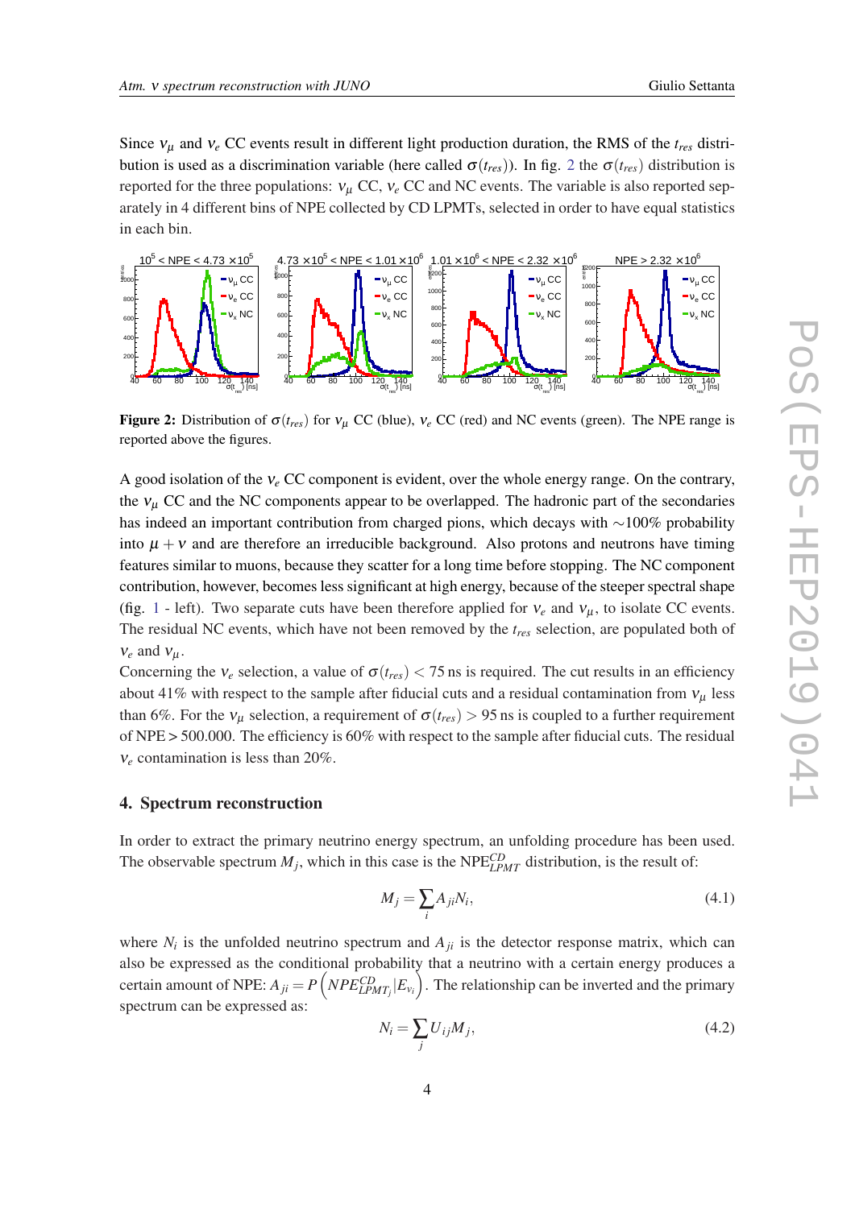Since $\nu_\mu$ and $\nu_e$ CC events result in different light production duration, the RMS of the $t_{res}$ distribution is used as a discrimination variable (here called $\sigma(t_{res})$). In fig. 2 the $\sigma(t_{res})$ distribution is reported for the three populations: $\nu_\mu$ CC, $\nu_e$ CC and NC events. The variable is also reported separately in 4 different bins of NPE collected by CD LPMTs, selected in order to have equal statistics in each bin.

**Figure 2:** Distribution of $\sigma(t_{res})$ for $\nu_\mu$ CC (blue), $\nu_e$ CC (red) and NC events (green). The NPE range is reported above the figures.

A good isolation of the $\nu_e$ CC component is evident, over the whole energy range. On the contrary, the $\nu_\mu$ CC and the NC components appear to be overlapped. The hadronic part of the secondaries has indeed an important contribution from charged pions, which decays with $\sim$100% probability into $\mu + \nu$ and are therefore an irreducible background. Also protons and neutrons have timing features similar to muons, because they scatter for a long time before stopping. The NC component contribution, however, becomes less significant at high energy, because of the steeper spectral shape (fig. 1 - left). Two separate cuts have been therefore applied for $\nu_e$ and $\nu_\mu$, to isolate CC events. The residual NC events, which have not been removed by the $t_{res}$ selection, are populated both of $\nu_e$ and $\nu_\mu$.

Concerning the $\nu_e$ selection, a value of $\sigma(t_{res}) < 75$ ns is required. The cut results in an efficiency about 41% with respect to the sample after fiducial cuts and a residual contamination from $\nu_\mu$ less than 6%. For the $\nu_\mu$ selection, a requirement of $\sigma(t_{res}) > 95$ ns is coupled to a further requirement of NPE$>$500.000. The efficiency is 60% with respect to the sample after fiducial cuts. The residual $\nu_e$ contamination is less than 20%.

## 4. Spectrum reconstruction

In order to extract the primary neutrino energy spectrum, an unfolding procedure has been used. The observable spectrum $M_j$, which in this case is the $\text{NPE}^{CD}_{LPMT}$ distribution, is the result of:

$$M_j = \sum_i A_{ji} N_i, \tag{4.1}$$

where $N_i$ is the unfolded neutrino spectrum and $A_{ji}$ is the detector response matrix, which can also be expressed as the conditional probability that a neutrino with a certain energy produces a certain amount of NPE: $A_{ji} = P\left(NPE^{CD}_{LPMT_j} | E_{\nu_i}\right)$. The relationship can be inverted and the primary spectrum can be expressed as:

$$N_i = \sum_j U_{ij} M_j, \tag{4.2}$$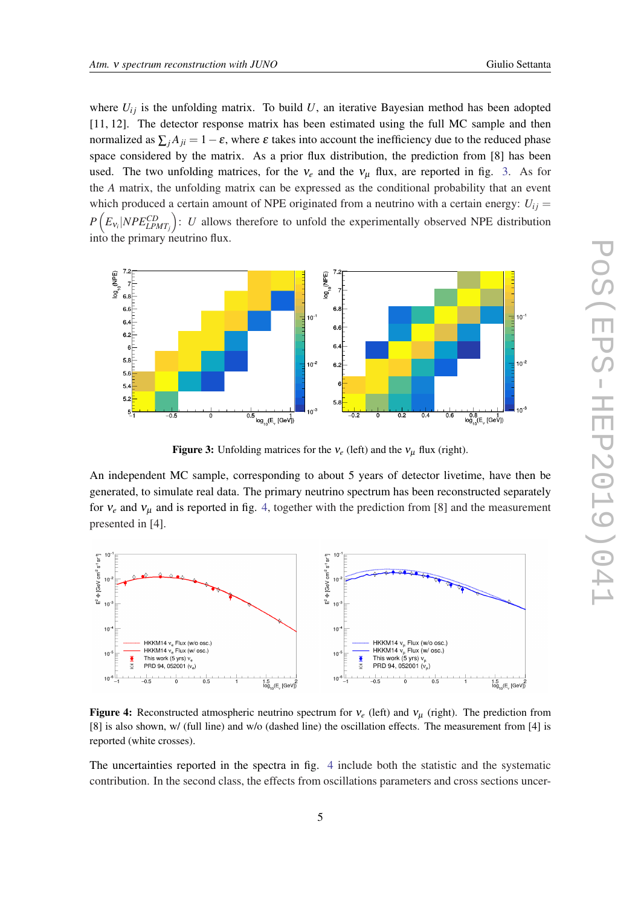where $U_{ij}$ is the unfolding matrix. To build $U$, an iterative Bayesian method has been adopted [11, 12]. The detector response matrix has been estimated using the full MC sample and then normalized as $\sum_j A_{ji} = 1 - \varepsilon$, where $\varepsilon$ takes into account the inefficiency due to the reduced phase space considered by the matrix. As a prior flux distribution, the prediction from [8] has been used. The two unfolding matrices, for the $\nu_e$ and the $\nu_\mu$ flux, are reported in fig. 3. As for the $A$ matrix, the unfolding matrix can be expressed as the conditional probability that an event which produced a certain amount of NPE originated from a neutrino with a certain energy: $U_{ij} = P\left(E_{\nu_i} | NPE^{CD}_{LPMT_j}\right)$: $U$ allows therefore to unfold the experimentally observed NPE distribution into the primary neutrino flux.

**Figure 3:** Unfolding matrices for the $\nu_e$ (left) and the $\nu_\mu$ flux (right).

An independent MC sample, corresponding to about 5 years of detector livetime, have then be generated, to simulate real data. The primary neutrino spectrum has been reconstructed separately for $\nu_e$ and $\nu_\mu$ and is reported in fig. 4, together with the prediction from [8] and the measurement presented in [4].

**Figure 4:** Reconstructed atmospheric neutrino spectrum for $\nu_e$ (left) and $\nu_\mu$ (right). The prediction from [8] is also shown, w/ (full line) and w/o (dashed line) the oscillation effects. The measurement from [4] is reported (white crosses).

The uncertainties reported in the spectra in fig. 4 include both the statistic and the systematic contribution. In the second class, the effects from oscillations parameters and cross sections uncer-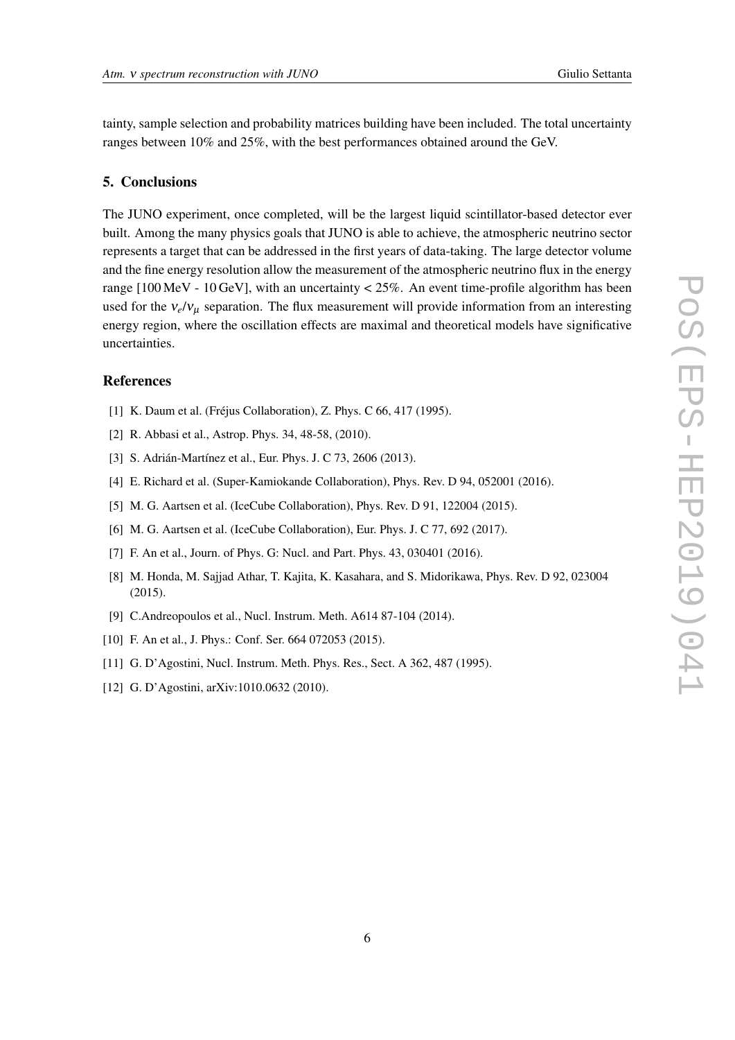tainty, sample selection and probability matrices building have been included. The total uncertainty ranges between 10% and 25%, with the best performances obtained around the GeV.

## 5. Conclusions

The JUNO experiment, once completed, will be the largest liquid scintillator-based detector ever built. Among the many physics goals that JUNO is able to achieve, the atmospheric neutrino sector represents a target that can be addressed in the first years of data-taking. The large detector volume and the fine energy resolution allow the measurement of the atmospheric neutrino flux in the energy range [100 MeV - 10 GeV], with an uncertainty < 25%. An event time-profile algorithm has been used for the $\nu_e/\nu_\mu$ separation. The flux measurement will provide information from an interesting energy region, where the oscillation effects are maximal and theoretical models have significative uncertainties.

## References

[1] K. Daum et al. (Fréjus Collaboration), Z. Phys. C 66, 417 (1995).

[2] R. Abbasi et al., Astrop. Phys. 34, 48-58, (2010).

[3] S. Adrián-Martínez et al., Eur. Phys. J. C 73, 2606 (2013).

[4] E. Richard et al. (Super-Kamiokande Collaboration), Phys. Rev. D 94, 052001 (2016).

[5] M. G. Aartsen et al. (IceCube Collaboration), Phys. Rev. D 91, 122004 (2015).

[6] M. G. Aartsen et al. (IceCube Collaboration), Eur. Phys. J. C 77, 692 (2017).

[7] F. An et al., Journ. of Phys. G: Nucl. and Part. Phys. 43, 030401 (2016).

[8] M. Honda, M. Sajjad Athar, T. Kajita, K. Kasahara, and S. Midorikawa, Phys. Rev. D 92, 023004 (2015).

[9] C.Andreopoulos et al., Nucl. Instrum. Meth. A614 87-104 (2014).

[10] F. An et al., J. Phys.: Conf. Ser. 664 072053 (2015).

[11] G. D'Agostini, Nucl. Instrum. Meth. Phys. Res., Sect. A 362, 487 (1995).

[12] G. D'Agostini, arXiv:1010.0632 (2010).